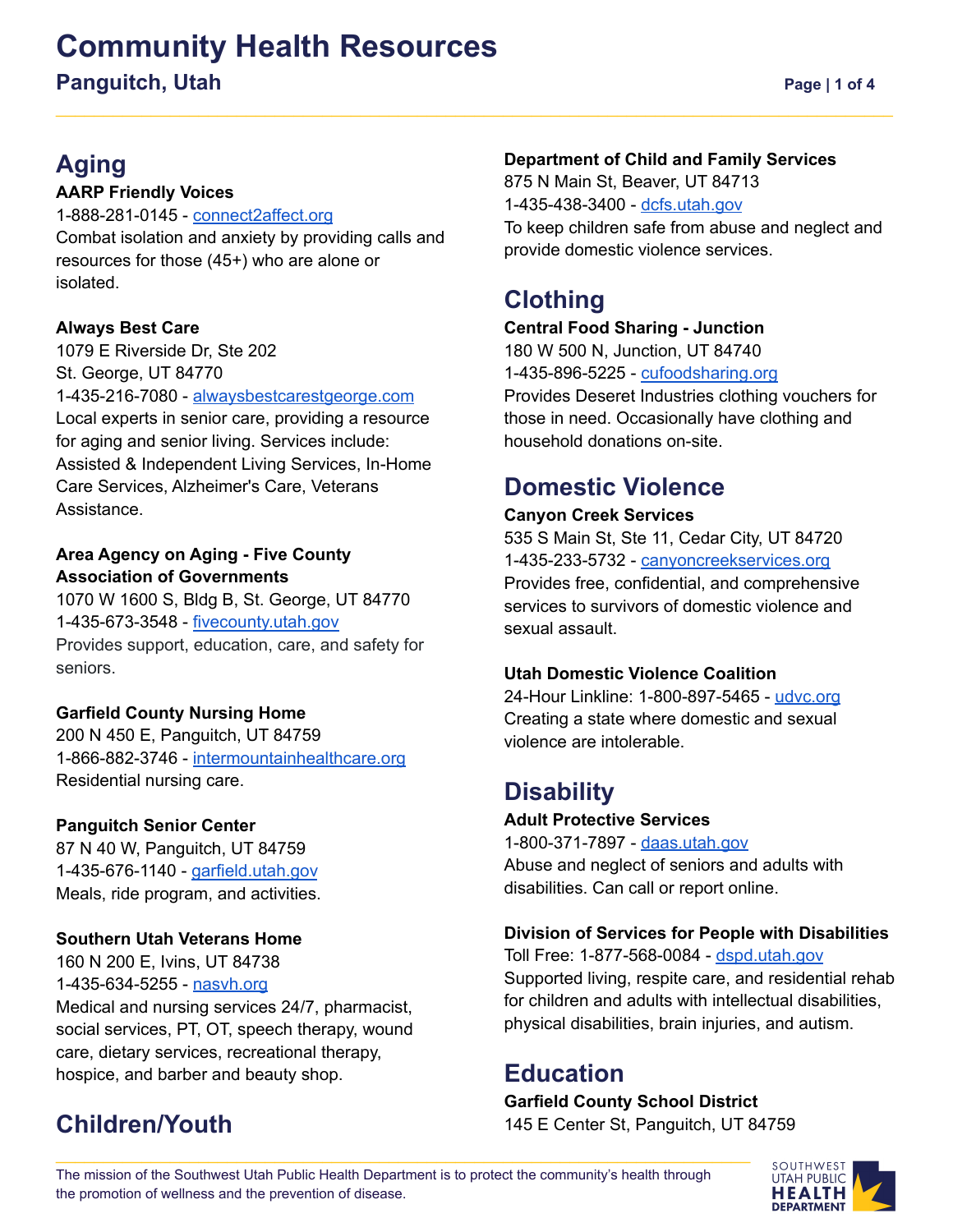# Community Health Resources

## Panguitch, Utah

## Aging

**AARP Friendly Voices**
1-888-281-0145 - connect2affect.org
Combat isolation and anxiety by providing calls and resources for those (45+) who are alone or isolated.

**Always Best Care**
1079 E Riverside Dr, Ste 202
St. George, UT 84770
1-435-216-7080 - alwaysbestcarestgeorge.com
Local experts in senior care, providing a resource for aging and senior living. Services include: Assisted & Independent Living Services, In-Home Care Services, Alzheimer's Care, Veterans Assistance.

**Area Agency on Aging - Five County Association of Governments**
1070 W 1600 S, Bldg B, St. George, UT 84770
1-435-673-3548 - fivecounty.utah.gov
Provides support, education, care, and safety for seniors.

**Garfield County Nursing Home**
200 N 450 E, Panguitch, UT 84759
1-866-882-3746 - intermountainhealthcare.org
Residential nursing care.

**Panguitch Senior Center**
87 N 40 W, Panguitch, UT 84759
1-435-676-1140 - garfield.utah.gov
Meals, ride program, and activities.

**Southern Utah Veterans Home**
160 N 200 E, Ivins, UT 84738
1-435-634-5255 - nasvh.org
Medical and nursing services 24/7, pharmacist, social services, PT, OT, speech therapy, wound care, dietary services, recreational therapy, hospice, and barber and beauty shop.

## Children/Youth

**Department of Child and Family Services**
875 N Main St, Beaver, UT 84713
1-435-438-3400 - dcfs.utah.gov
To keep children safe from abuse and neglect and provide domestic violence services.

## Clothing

**Central Food Sharing - Junction**
180 W 500 N, Junction, UT 84740
1-435-896-5225 - cufoodsharing.org
Provides Deseret Industries clothing vouchers for those in need. Occasionally have clothing and household donations on-site.

## Domestic Violence

**Canyon Creek Services**
535 S Main St, Ste 11, Cedar City, UT 84720
1-435-233-5732 - canyoncreekservices.org
Provides free, confidential, and comprehensive services to survivors of domestic violence and sexual assault.

**Utah Domestic Violence Coalition**
24-Hour Linkline: 1-800-897-5465 - udvc.org
Creating a state where domestic and sexual violence are intolerable.

## Disability

**Adult Protective Services**
1-800-371-7897 - daas.utah.gov
Abuse and neglect of seniors and adults with disabilities. Can call or report online.

**Division of Services for People with Disabilities**
Toll Free: 1-877-568-0084 - dspd.utah.gov
Supported living, respite care, and residential rehab for children and adults with intellectual disabilities, physical disabilities, brain injuries, and autism.

## Education

**Garfield County School District**
145 E Center St, Panguitch, UT 84759

The mission of the Southwest Utah Public Health Department is to protect the community's health through the promotion of wellness and the prevention of disease.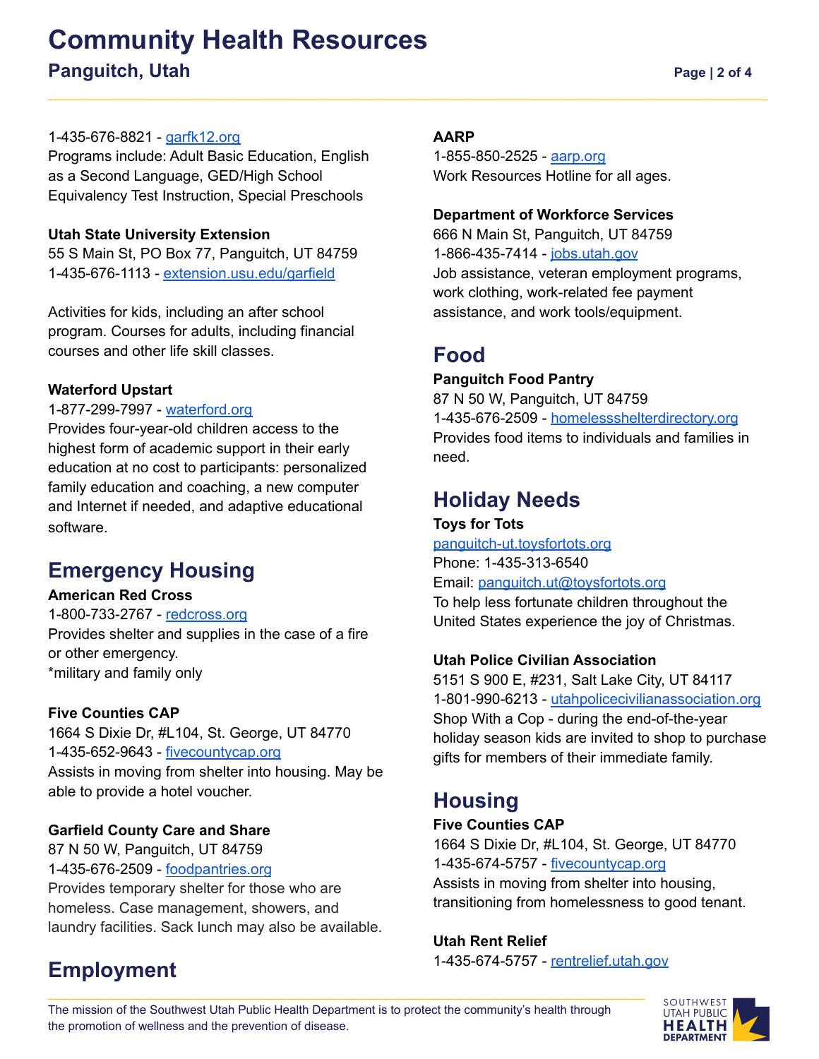1-435-676-8821 - garfk12.org
Programs include: Adult Basic Education, English as a Second Language, GED/High School Equivalency Test Instruction, Special Preschools

**Utah State University Extension**
55 S Main St, PO Box 77, Panguitch, UT 84759
1-435-676-1113 - extension.usu.edu/garfield

Activities for kids, including an after school program. Courses for adults, including financial courses and other life skill classes.

**Waterford Upstart**
1-877-299-7997 - waterford.org
Provides four-year-old children access to the highest form of academic support in their early education at no cost to participants: personalized family education and coaching, a new computer and Internet if needed, and adaptive educational software.

## Emergency Housing

**American Red Cross**
1-800-733-2767 - redcross.org
Provides shelter and supplies in the case of a fire or other emergency.
*military and family only

**Five Counties CAP**
1664 S Dixie Dr, #L104, St. George, UT 84770
1-435-652-9643 - fivecountycap.org
Assists in moving from shelter into housing. May be able to provide a hotel voucher.

**Garfield County Care and Share**
87 N 50 W, Panguitch, UT 84759
1-435-676-2509 - foodpantries.org
Provides temporary shelter for those who are homeless. Case management, showers, and laundry facilities. Sack lunch may also be available.

## Employment

**AARP**
1-855-850-2525 - aarp.org
Work Resources Hotline for all ages.

**Department of Workforce Services**
666 N Main St, Panguitch, UT 84759
1-866-435-7414 - jobs.utah.gov
Job assistance, veteran employment programs, work clothing, work-related fee payment assistance, and work tools/equipment.

## Food

**Panguitch Food Pantry**
87 N 50 W, Panguitch, UT 84759
1-435-676-2509 - homelessshelterdirectory.org
Provides food items to individuals and families in need.

## Holiday Needs

**Toys for Tots**
panguitch-ut.toysfortots.org
Phone: 1-435-313-6540
Email: panguitch.ut@toysfortots.org
To help less fortunate children throughout the United States experience the joy of Christmas.

**Utah Police Civilian Association**
5151 S 900 E, #231, Salt Lake City, UT 84117
1-801-990-6213 - utahpolicecivilianassociation.org
Shop With a Cop - during the end-of-the-year holiday season kids are invited to shop to purchase gifts for members of their immediate family.

## Housing

**Five Counties CAP**
1664 S Dixie Dr, #L104, St. George, UT 84770
1-435-674-5757 - fivecountycap.org
Assists in moving from shelter into housing, transitioning from homelessness to good tenant.

**Utah Rent Relief**
1-435-674-5757 - rentrelief.utah.gov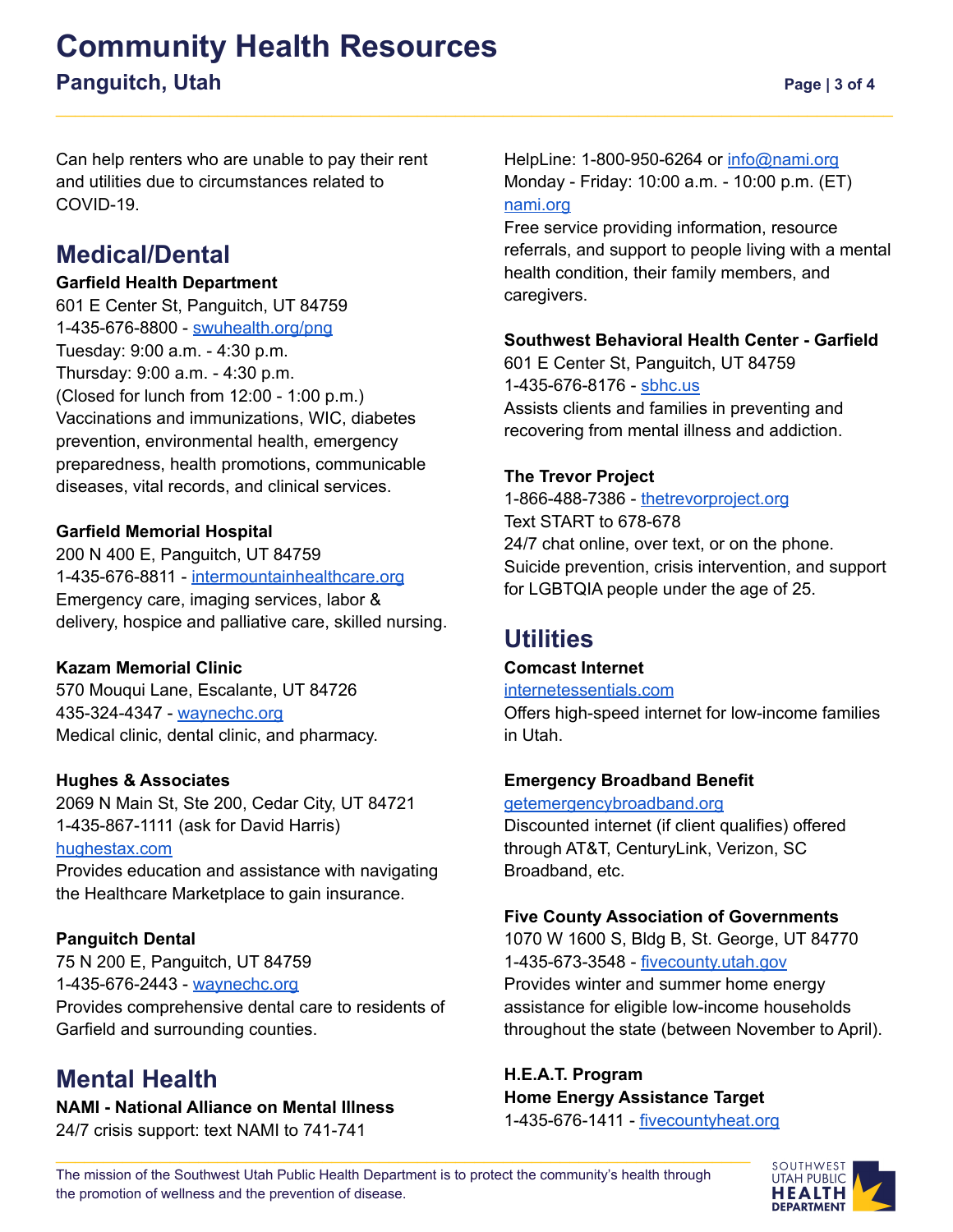Can help renters who are unable to pay their rent and utilities due to circumstances related to COVID-19.

## Medical/Dental

**Garfield Health Department**
601 E Center St, Panguitch, UT 84759
1-435-676-8800 - swuhealth.org/png
Tuesday: 9:00 a.m. - 4:30 p.m.
Thursday: 9:00 a.m. - 4:30 p.m.
(Closed for lunch from 12:00 - 1:00 p.m.)
Vaccinations and immunizations, WIC, diabetes prevention, environmental health, emergency preparedness, health promotions, communicable diseases, vital records, and clinical services.

**Garfield Memorial Hospital**
200 N 400 E, Panguitch, UT 84759
1-435-676-8811 - intermountainhealthcare.org
Emergency care, imaging services, labor & delivery, hospice and palliative care, skilled nursing.

**Kazam Memorial Clinic**
570 Mouqui Lane, Escalante, UT 84726
435-324-4347 - waynechc.org
Medical clinic, dental clinic, and pharmacy.

**Hughes & Associates**
2069 N Main St, Ste 200, Cedar City, UT 84721
1-435-867-1111 (ask for David Harris)
hughestax.com
Provides education and assistance with navigating the Healthcare Marketplace to gain insurance.

**Panguitch Dental**
75 N 200 E, Panguitch, UT 84759
1-435-676-2443 - waynechc.org
Provides comprehensive dental care to residents of Garfield and surrounding counties.

## Mental Health

**NAMI - National Alliance on Mental Illness**
24/7 crisis support: text NAMI to 741-741
HelpLine: 1-800-950-6264 or info@nami.org
Monday - Friday: 10:00 a.m. - 10:00 p.m. (ET)
nami.org
Free service providing information, resource referrals, and support to people living with a mental health condition, their family members, and caregivers.

**Southwest Behavioral Health Center - Garfield**
601 E Center St, Panguitch, UT 84759
1-435-676-8176 - sbhc.us
Assists clients and families in preventing and recovering from mental illness and addiction.

**The Trevor Project**
1-866-488-7386 - thetrevorproject.org
Text START to 678-678
24/7 chat online, over text, or on the phone. Suicide prevention, crisis intervention, and support for LGBTQIA people under the age of 25.

## Utilities

**Comcast Internet**
internetessentials.com
Offers high-speed internet for low-income families in Utah.

**Emergency Broadband Benefit**
getemergencybroadband.org
Discounted internet (if client qualifies) offered through AT&T, CenturyLink, Verizon, SC Broadband, etc.

**Five County Association of Governments**
1070 W 1600 S, Bldg B, St. George, UT 84770
1-435-673-3548 - fivecounty.utah.gov
Provides winter and summer home energy assistance for eligible low-income households throughout the state (between November to April).

**H.E.A.T. Program**
**Home Energy Assistance Target**
1-435-676-1411 - fivecountyheat.org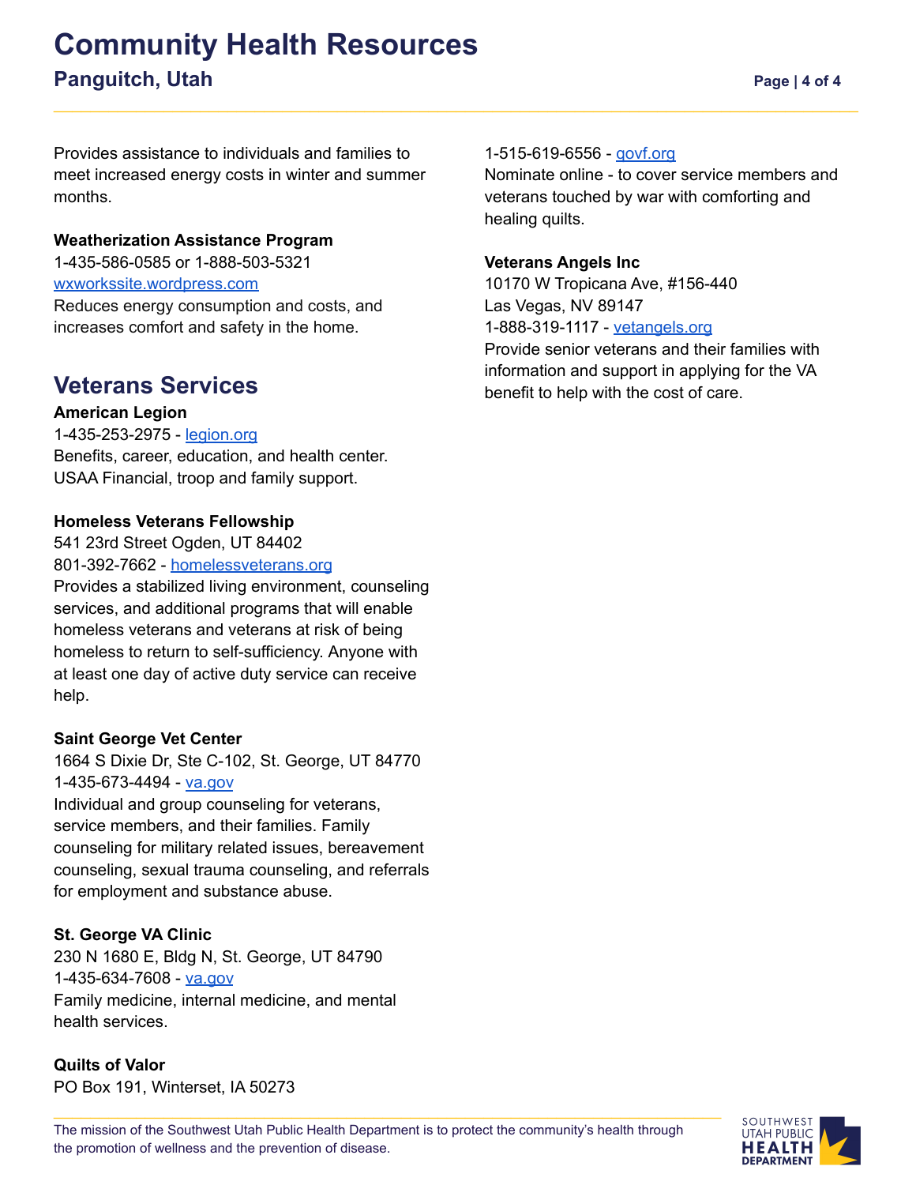Provides assistance to individuals and families to meet increased energy costs in winter and summer months.

**Weatherization Assistance Program**
1-435-586-0585 or 1-888-503-5321
wxworkssite.wordpress.com
Reduces energy consumption and costs, and increases comfort and safety in the home.

## Veterans Services

**American Legion**
1-435-253-2975 - legion.org
Benefits, career, education, and health center. USAA Financial, troop and family support.

**Homeless Veterans Fellowship**
541 23rd Street Ogden, UT 84402
801-392-7662 - homelessveterans.org
Provides a stabilized living environment, counseling services, and additional programs that will enable homeless veterans and veterans at risk of being homeless to return to self-sufficiency. Anyone with at least one day of active duty service can receive help.

**Saint George Vet Center**
1664 S Dixie Dr, Ste C-102, St. George, UT 84770
1-435-673-4494 - va.gov
Individual and group counseling for veterans, service members, and their families. Family counseling for military related issues, bereavement counseling, sexual trauma counseling, and referrals for employment and substance abuse.

**St. George VA Clinic**
230 N 1680 E, Bldg N, St. George, UT 84790
1-435-634-7608 - va.gov
Family medicine, internal medicine, and mental health services.

**Quilts of Valor**
PO Box 191, Winterset, IA 50273
1-515-619-6556 - govf.org
Nominate online - to cover service members and veterans touched by war with comforting and healing quilts.

**Veterans Angels Inc**
10170 W Tropicana Ave, #156-440
Las Vegas, NV 89147
1-888-319-1117 - vetangels.org
Provide senior veterans and their families with information and support in applying for the VA benefit to help with the cost of care.

The mission of the Southwest Utah Public Health Department is to protect the community's health through the promotion of wellness and the prevention of disease.